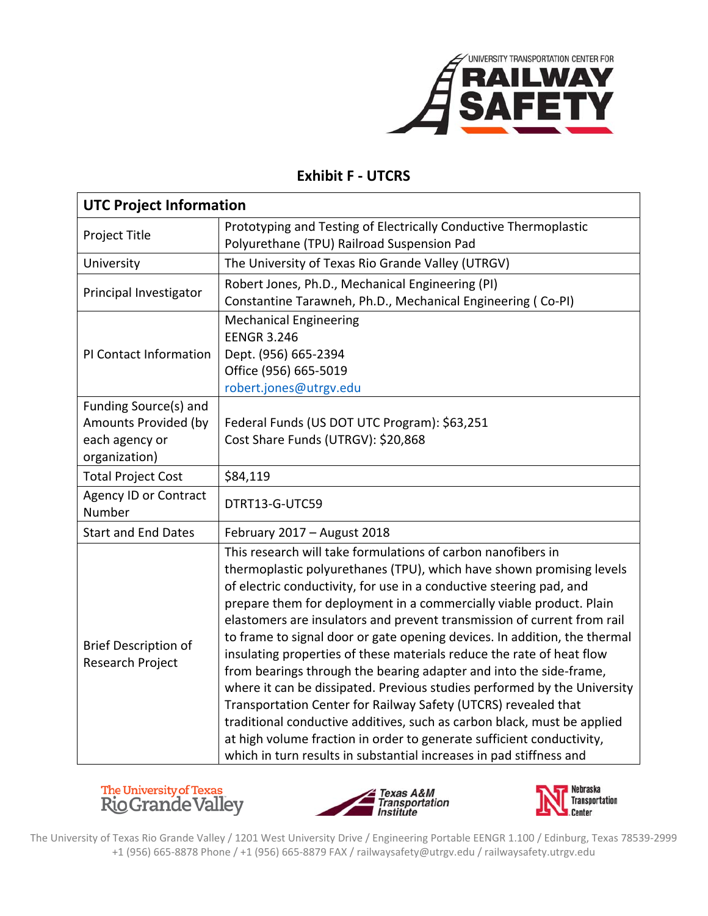# Exhibit F - UTCRS

| UTC Project Information | |
|---|---|
| Project Title | Prototyping and Testing of Electrically Conductive Thermoplastic Polyurethane (TPU) Railroad Suspension Pad |
| University | The University of Texas Rio Grande Valley (UTRGV) |
| Principal Investigator | Robert Jones, Ph.D., Mechanical Engineering (PI)<br>Constantine Tarawneh, Ph.D., Mechanical Engineering ( Co-PI) |
| PI Contact Information | Mechanical Engineering<br>EENGR 3.246<br>Dept. (956) 665-2394<br>Office (956) 665-5019<br>robert.jones@utrgv.edu |
| Funding Source(s) and Amounts Provided (by each agency or organization) | Federal Funds (US DOT UTC Program): $63,251<br>Cost Share Funds (UTRGV): $20,868 |
| Total Project Cost | $84,119 |
| Agency ID or Contract Number | DTRT13-G-UTC59 |
| Start and End Dates | February 2017 – August 2018 |
| Brief Description of Research Project | This research will take formulations of carbon nanofibers in thermoplastic polyurethanes (TPU), which have shown promising levels of electric conductivity, for use in a conductive steering pad, and prepare them for deployment in a commercially viable product. Plain elastomers are insulators and prevent transmission of current from rail to frame to signal door or gate opening devices. In addition, the thermal insulating properties of these materials reduce the rate of heat flow from bearings through the bearing adapter and into the side-frame, where it can be dissipated. Previous studies performed by the University Transportation Center for Railway Safety (UTCRS) revealed that traditional conductive additives, such as carbon black, must be applied at high volume fraction in order to generate sufficient conductivity, which in turn results in substantial increases in pad stiffness and |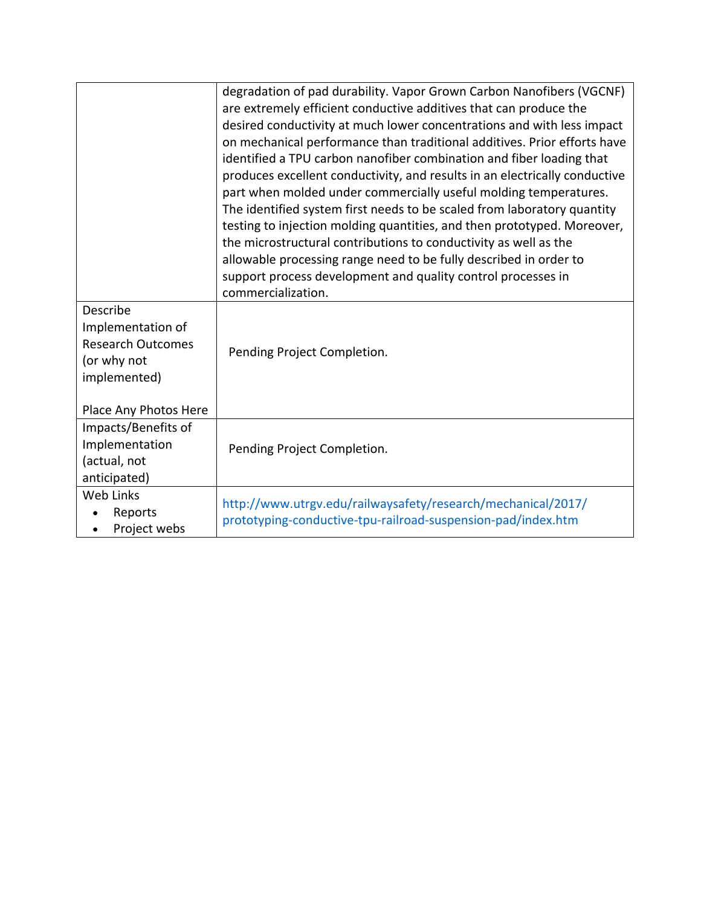| | |
|---|---|
| | degradation of pad durability. Vapor Grown Carbon Nanofibers (VGCNF) are extremely efficient conductive additives that can produce the desired conductivity at much lower concentrations and with less impact on mechanical performance than traditional additives. Prior efforts have identified a TPU carbon nanofiber combination and fiber loading that produces excellent conductivity, and results in an electrically conductive part when molded under commercially useful molding temperatures. The identified system first needs to be scaled from laboratory quantity testing to injection molding quantities, and then prototyped. Moreover, the microstructural contributions to conductivity as well as the allowable processing range need to be fully described in order to support process development and quality control processes in commercialization. |
| Describe Implementation of Research Outcomes (or why not implemented)<br><br>Place Any Photos Here | Pending Project Completion. |
| Impacts/Benefits of Implementation (actual, not anticipated) | Pending Project Completion. |
| Web Links<br>• Reports<br>• Project webs | http://www.utrgv.edu/railwaysafety/research/mechanical/2017/prototyping-conductive-tpu-railroad-suspension-pad/index.htm |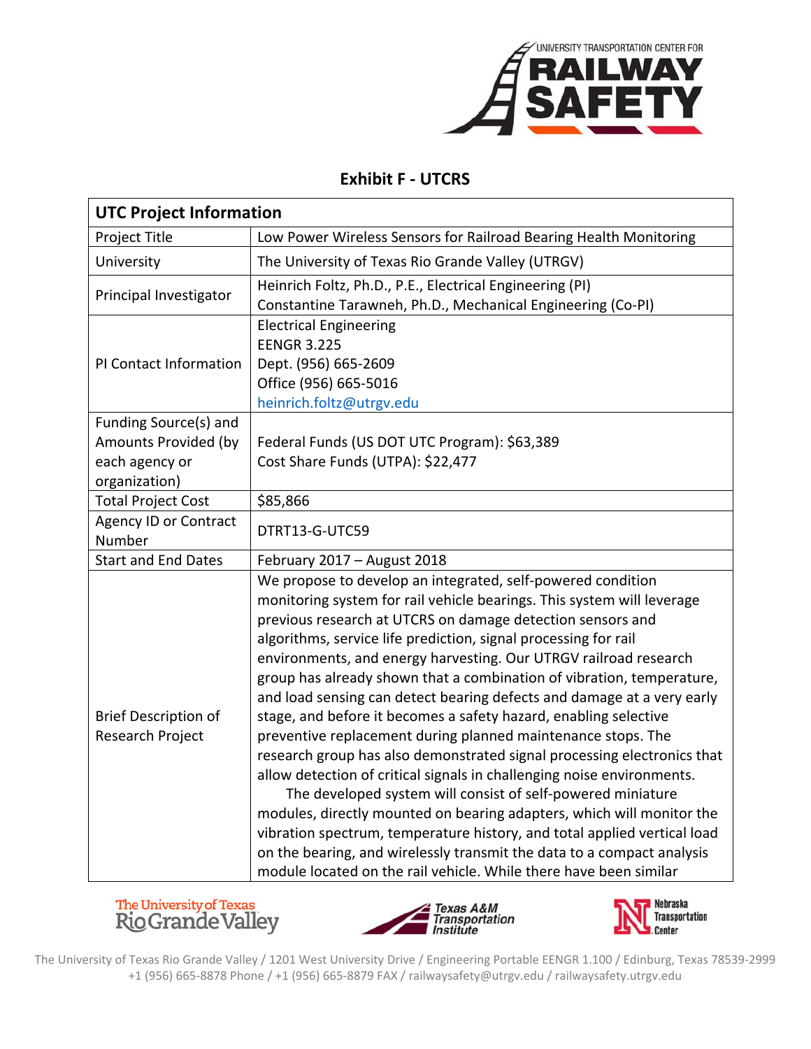**Exhibit F - UTCRS**

| UTC Project Information | |
|---|---|
| Project Title | Low Power Wireless Sensors for Railroad Bearing Health Monitoring |
| University | The University of Texas Rio Grande Valley (UTRGV) |
| Principal Investigator | Heinrich Foltz, Ph.D., P.E., Electrical Engineering (PI)<br>Constantine Tarawneh, Ph.D., Mechanical Engineering (Co-PI) |
| PI Contact Information | Electrical Engineering<br>EENGR 3.225<br>Dept. (956) 665-2609<br>Office (956) 665-5016<br>heinrich.foltz@utrgv.edu |
| Funding Source(s) and Amounts Provided (by each agency or organization) | Federal Funds (US DOT UTC Program): $63,389<br>Cost Share Funds (UTPA): $22,477 |
| Total Project Cost | $85,866 |
| Agency ID or Contract Number | DTRT13-G-UTC59 |
| Start and End Dates | February 2017 – August 2018 |
| Brief Description of Research Project | We propose to develop an integrated, self-powered condition monitoring system for rail vehicle bearings. This system will leverage previous research at UTCRS on damage detection sensors and algorithms, service life prediction, signal processing for rail environments, and energy harvesting. Our UTRGV railroad research group has already shown that a combination of vibration, temperature, and load sensing can detect bearing defects and damage at a very early stage, and before it becomes a safety hazard, enabling selective preventive replacement during planned maintenance stops. The research group has also demonstrated signal processing electronics that allow detection of critical signals in challenging noise environments.<br>The developed system will consist of self-powered miniature modules, directly mounted on bearing adapters, which will monitor the vibration spectrum, temperature history, and total applied vertical load on the bearing, and wirelessly transmit the data to a compact analysis module located on the rail vehicle. While there have been similar |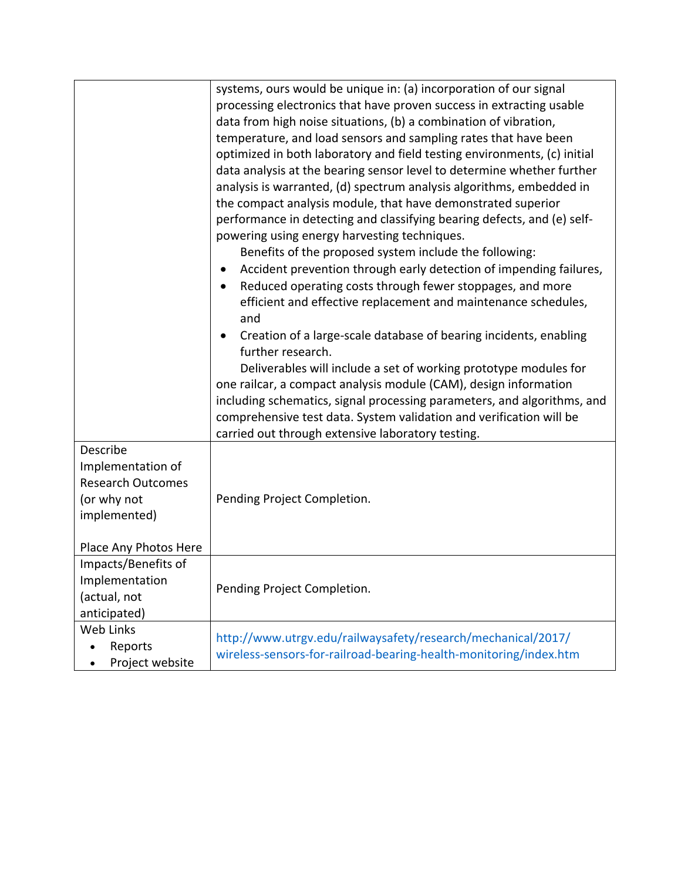| | |
|---|---|
| | systems, ours would be unique in: (a) incorporation of our signal processing electronics that have proven success in extracting usable data from high noise situations, (b) a combination of vibration, temperature, and load sensors and sampling rates that have been optimized in both laboratory and field testing environments, (c) initial data analysis at the bearing sensor level to determine whether further analysis is warranted, (d) spectrum analysis algorithms, embedded in the compact analysis module, that have demonstrated superior performance in detecting and classifying bearing defects, and (e) self-powering using energy harvesting techniques.<br>Benefits of the proposed system include the following:<br>• Accident prevention through early detection of impending failures,<br>• Reduced operating costs through fewer stoppages, and more efficient and effective replacement and maintenance schedules, and<br>• Creation of a large-scale database of bearing incidents, enabling further research.<br>Deliverables will include a set of working prototype modules for one railcar, a compact analysis module (CAM), design information including schematics, signal processing parameters, and algorithms, and comprehensive test data. System validation and verification will be carried out through extensive laboratory testing. |
| Describe Implementation of Research Outcomes (or why not implemented)<br><br>Place Any Photos Here | Pending Project Completion. |
| Impacts/Benefits of Implementation (actual, not anticipated) | Pending Project Completion. |
| Web Links<br>• Reports<br>• Project website | http://www.utrgv.edu/railwaysafety/research/mechanical/2017/wireless-sensors-for-railroad-bearing-health-monitoring/index.htm |